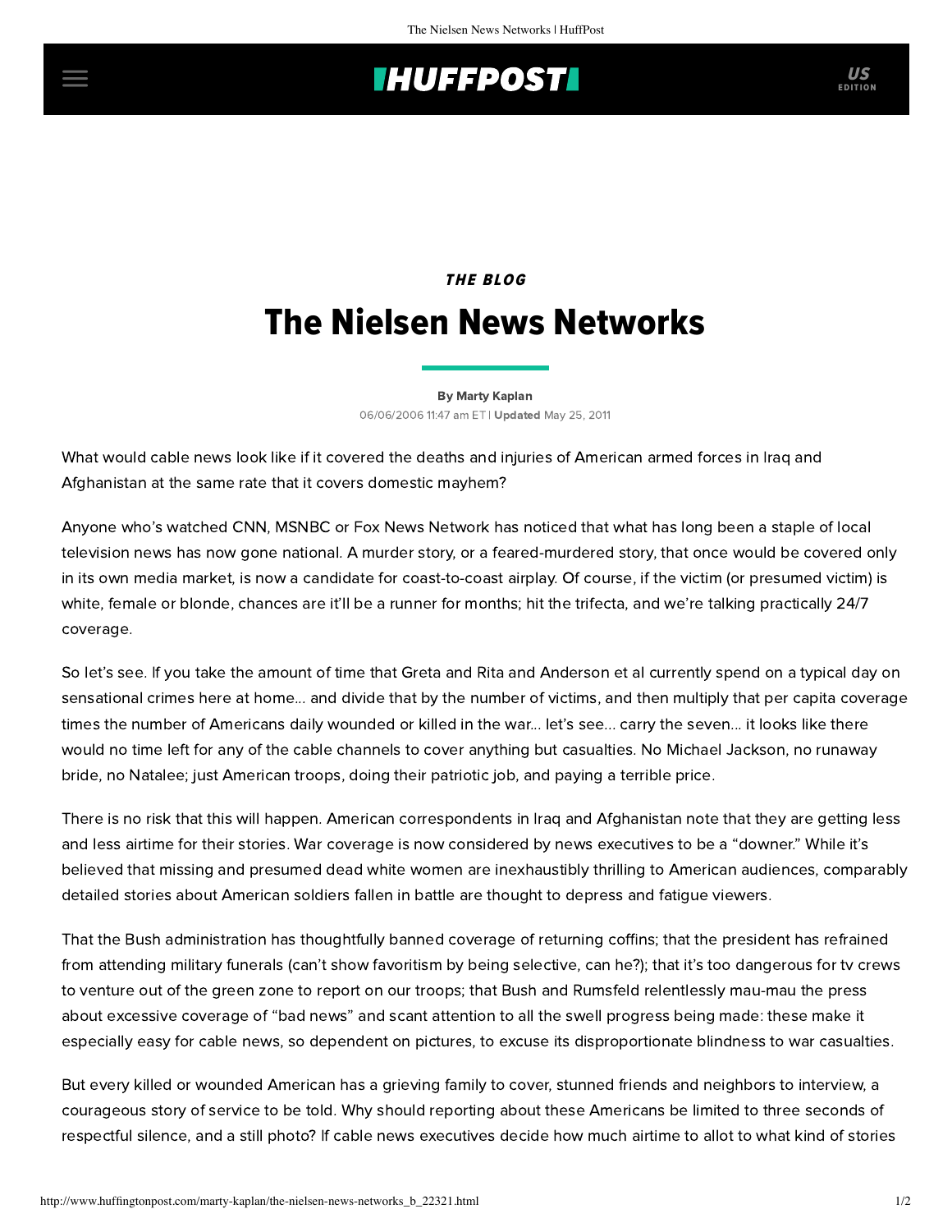*THE BLOG*

# The Nielsen News Networks

By Marty Kaplan

06/06/2006 11:47 am ET | **Updated** May 25, 2011

What would cable news look like if it covered the deaths and injuries of American armed forces in Iraq and Afghanistan at the same rate that it covers domestic mayhem?

Anyone who's watched CNN, MSNBC or Fox News Network has noticed that what has long been a staple of local television news has now gone national. A murder story, or a feared-murdered story, that once would be covered only in its own media market, is now a candidate for coast-to-coast airplay. Of course, if the victim (or presumed victim) is white, female or blonde, chances are it'll be a runner for months; hit the trifecta, and we're talking practically 24/7 coverage.

So let's see. If you take the amount of time that Greta and Rita and Anderson et al currently spend on a typical day on sensational crimes here at home... and divide that by the number of victims, and then multiply that per capita coverage times the number of Americans daily wounded or killed in the war... let's see... carry the seven... it looks like there would no time left for any of the cable channels to cover anything but casualties. No Michael Jackson, no runaway bride, no Natalee; just American troops, doing their patriotic job, and paying a terrible price.

There is no risk that this will happen. American correspondents in Iraq and Afghanistan note that they are getting less and less airtime for their stories. War coverage is now considered by news executives to be a "downer." While it's believed that missing and presumed dead white women are inexhaustibly thrilling to American audiences, comparably detailed stories about American soldiers fallen in battle are thought to depress and fatigue viewers.

That the Bush administration has thoughtfully banned coverage of returning coffins; that the president has refrained from attending military funerals (can't show favoritism by being selective, can he?); that it's too dangerous for tv crews to venture out of the green zone to report on our troops; that Bush and Rumsfeld relentlessly mau-mau the press about excessive coverage of "bad news" and scant attention to all the swell progress being made: these make it especially easy for cable news, so dependent on pictures, to excuse its disproportionate blindness to war casualties.

But every killed or wounded American has a grieving family to cover, stunned friends and neighbors to interview, a courageous story of service to be told. Why should reporting about these Americans be limited to three seconds of respectful silence, and a still photo? If cable news executives decide how much airtime to allot to what kind of stories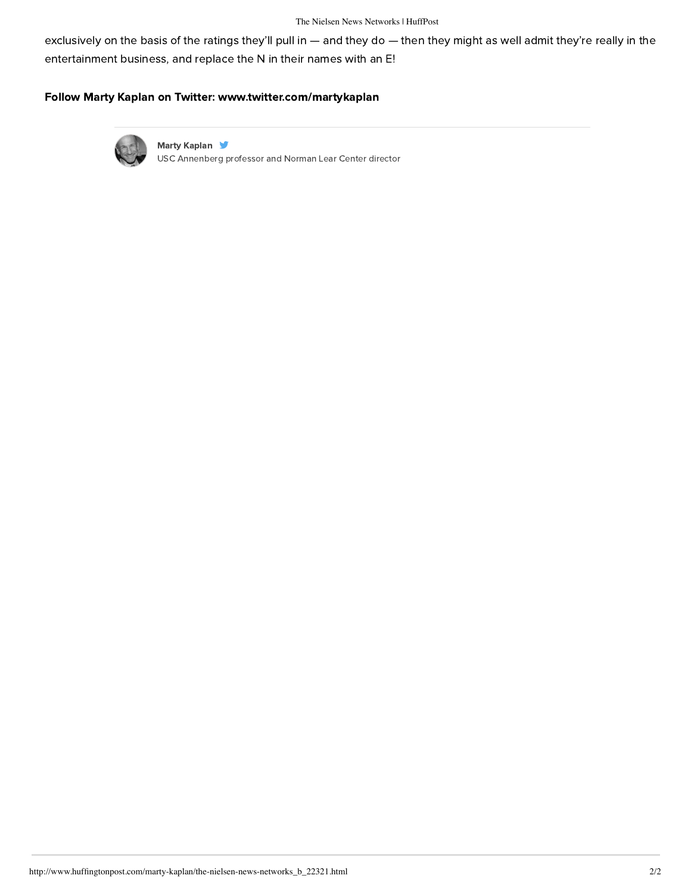exclusively on the basis of the ratings they'll pull in — and they do — then they might as well admit they're really in the entertainment business, and replace the N in their names with an E!

**Follow Marty Kaplan on Twitter: www.twitter.com/martykaplan**

---

**Marty Kaplan**
USC Annenberg professor and Norman Lear Center director